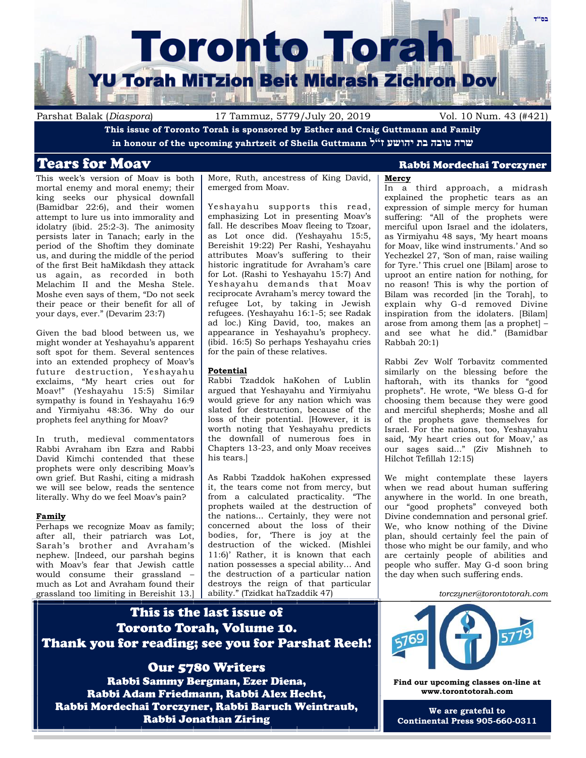בס"ד

# Toronto Torah

## YU Torah MiTzion Beit Midrash Zichron Dov

Parshat Balak (*Diaspora*) | 17 Tammuz, 5779/July 20, 2019 | Vol. 10 Num. 43 (#421)

**This issue of Toronto Torah is sponsored by Esther and Craig Guttmann and Family in honour of the upcoming yahrtzeit of Sheila Guttmann שרה טובה בת יהושע ז"ל**

## Tears for Moav

**Rabbi Mordechai Torczyner**

This week's version of Moav is both mortal enemy and moral enemy; their king seeks our physical downfall (Bamidbar 22:6), and their women attempt to lure us into immorality and idolatry (ibid. 25:2-3). The animosity persists later in Tanach; early in the period of the Shoftim they dominate us, and during the middle of the period of the first Beit haMikdash they attack us again, as recorded in both Melachim II and the Mesha Stele. Moshe even says of them, "Do not seek their peace or their benefit for all of your days, ever." (Devarim 23:7)

Given the bad blood between us, we might wonder at Yeshayahu's apparent soft spot for them. Several sentences into an extended prophecy of Moav's future destruction, Yeshayahu exclaims, "My heart cries out for Moav!" (Yeshayahu 15:5) Similar sympathy is found in Yeshayahu 16:9 and Yirmiyahu 48:36. Why do our prophets feel anything for Moav?

In truth, medieval commentators Rabbi Avraham ibn Ezra and Rabbi David Kimchi contended that these prophets were only describing Moav's own grief. But Rashi, citing a midrash we will see below, reads the sentence literally. Why do we feel Moav's pain?

**Family**

Perhaps we recognize Moav as family; after all, their patriarch was Lot, Sarah's brother and Avraham's nephew. [Indeed, our parshah begins with Moav's fear that Jewish cattle would consume their grassland – much as Lot and Avraham found their grassland too limiting in Bereishit 13.] More, Ruth, ancestress of King David, emerged from Moav.

Yeshayahu supports this read, emphasizing Lot in presenting Moav's fall. He describes Moav fleeing to Tzoar, as Lot once did. (Yeshayahu 15:5, Bereishit 19:22) Per Rashi, Yeshayahu attributes Moav's suffering to their historic ingratitude for Avraham's care for Lot. (Rashi to Yeshayahu 15:7) And Yeshayahu demands that Moav reciprocate Avraham's mercy toward the refugee Lot, by taking in Jewish refugees. (Yeshayahu 16:1-5; see Radak ad loc.) King David, too, makes an appearance in Yeshayahu's prophecy. (ibid. 16:5) So perhaps Yeshayahu cries for the pain of these relatives.

**Potential**

Rabbi Tzaddok haKohen of Lublin argued that Yeshayahu and Yirmiyahu would grieve for any nation which was slated for destruction, because of the loss of their potential. [However, it is worth noting that Yeshayahu predicts the downfall of numerous foes in Chapters 13-23, and only Moav receives his tears.]

As Rabbi Tzaddok haKohen expressed it, the tears come not from mercy, but from a calculated practicality. "The prophets wailed at the destruction of the nations... Certainly, they were not concerned about the loss of their bodies, for, 'There is joy at the destruction of the wicked. (Mishlei 11:6)' Rather, it is known that each nation possesses a special ability... And the destruction of a particular nation destroys the reign of that particular ability." (Tzidkat haTzaddik 47)

**Mercy**

In a third approach, a midrash explained the prophetic tears as an expression of simple mercy for human suffering: "All of the prophets were merciful upon Israel and the idolaters, as Yirmiyahu 48 says, 'My heart moans for Moav, like wind instruments.' And so Yechezkel 27, 'Son of man, raise wailing for Tyre.' This cruel one [Bilam] arose to uproot an entire nation for nothing, for no reason! This is why the portion of Bilam was recorded [in the Torah], to explain why G-d removed Divine inspiration from the idolaters. [Bilam] arose from among them [as a prophet] – and see what he did." (Bamidbar Rabbah 20:1)

Rabbi Zev Wolf Torbavitz commented similarly on the blessing before the haftorah, with its thanks for "good prophets". He wrote, "We bless G-d for choosing them because they were good and merciful shepherds; Moshe and all of the prophets gave themselves for Israel. For the nations, too, Yeshayahu said, 'My heart cries out for Moav,' as our sages said..." (Ziv Mishneh to Hilchot Tefillah 12:15)

We might contemplate these layers when we read about human suffering anywhere in the world. In one breath, our "good prophets" conveyed both Divine condemnation and personal grief. We, who know nothing of the Divine plan, should certainly feel the pain of those who might be our family, and who are certainly people of abilities and people who suffer. May G-d soon bring the day when such suffering ends.

*torczyner@torontotorah.com*

**This is the last issue of Toronto Torah, Volume 10.**
**Thank you for reading; see you for Parshat Reeh!**

**Our 5780 Writers**

**Rabbi Sammy Bergman, Ezer Diena, Rabbi Adam Friedmann, Rabbi Alex Hecht, Rabbi Mordechai Torczyner, Rabbi Baruch Weintraub, Rabbi Jonathan Ziring**

5769 10 5779

**Find our upcoming classes on-line at www.torontotorah.com**

**We are grateful to Continental Press 905-660-0311**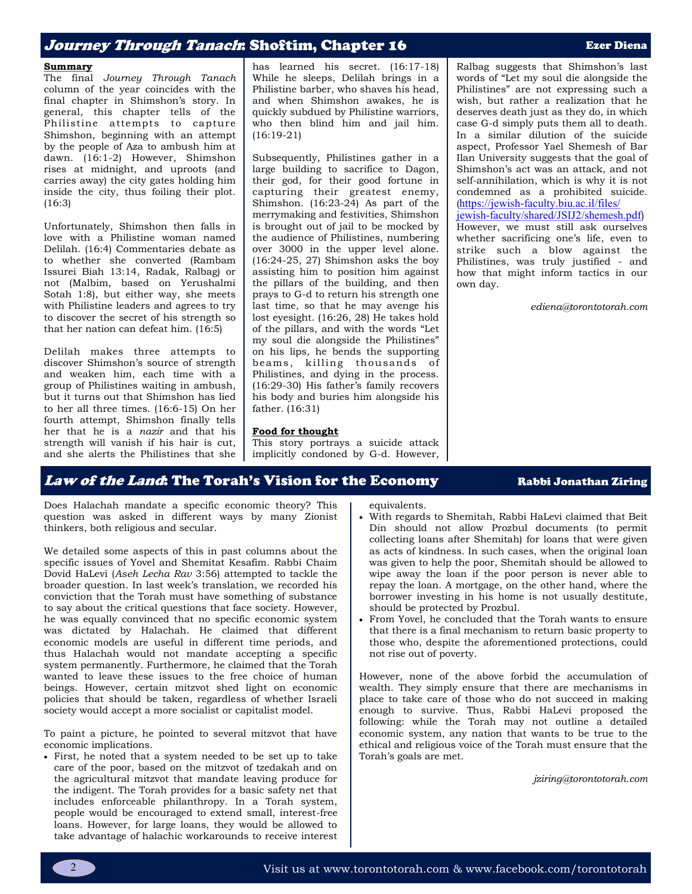## *Journey Through Tanach*: Shoftim, Chapter 16

**Ezer Diena**

**Summary**

The final *Journey Through Tanach* column of the year coincides with the final chapter in Shimshon's story. In general, this chapter tells of the Philistine attempts to capture Shimshon, beginning with an attempt by the people of Aza to ambush him at dawn. (16:1-2) However, Shimshon rises at midnight, and uproots (and carries away) the city gates holding him inside the city, thus foiling their plot. (16:3)

Unfortunately, Shimshon then falls in love with a Philistine woman named Delilah. (16:4) Commentaries debate as to whether she converted (Rambam Issurei Biah 13:14, Radak, Ralbag) or not (Malbim, based on Yerushalmi Sotah 1:8), but either way, she meets with Philistine leaders and agrees to try to discover the secret of his strength so that her nation can defeat him. (16:5)

Delilah makes three attempts to discover Shimshon's source of strength and weaken him, each time with a group of Philistines waiting in ambush, but it turns out that Shimshon has lied to her all three times. (16:6-15) On her fourth attempt, Shimshon finally tells her that he is a *nazir* and that his strength will vanish if his hair is cut, and she alerts the Philistines that she has learned his secret. (16:17-18) While he sleeps, Delilah brings in a Philistine barber, who shaves his head, and when Shimshon awakes, he is quickly subdued by Philistine warriors, who then blind him and jail him. (16:19-21)

Subsequently, Philistines gather in a large building to sacrifice to Dagon, their god, for their good fortune in capturing their greatest enemy, Shimshon. (16:23-24) As part of the merrymaking and festivities, Shimshon is brought out of jail to be mocked by the audience of Philistines, numbering over 3000 in the upper level alone. (16:24-25, 27) Shimshon asks the boy assisting him to position him against the pillars of the building, and then prays to G-d to return his strength one last time, so that he may avenge his lost eyesight. (16:26, 28) He takes hold of the pillars, and with the words "Let my soul die alongside the Philistines" on his lips, he bends the supporting beams, killing thousands of Philistines, and dying in the process. (16:29-30) His father's family recovers his body and buries him alongside his father. (16:31)

**Food for thought**

This story portrays a suicide attack implicitly condoned by G-d. However, Ralbag suggests that Shimshon's last words of "Let my soul die alongside the Philistines" are not expressing such a wish, but rather a realization that he deserves death just as they do, in which case G-d simply puts them all to death. In a similar dilution of the suicide aspect, Professor Yael Shemesh of Bar Ilan University suggests that the goal of Shimshon's act was an attack, and not self-annihilation, which is why it is not condemned as a prohibited suicide. (https://jewish-faculty.biu.ac.il/files/jewish-faculty/shared/JSIJ2/shemesh.pdf) However, we must still ask ourselves whether sacrificing one's life, even to strike such a blow against the Philistines, was truly justified - and how that might inform tactics in our own day.

*ediena@torontotorah.com*

## *Law of the Land*: The Torah's Vision for the Economy

**Rabbi Jonathan Ziring**

Does Halachah mandate a specific economic theory? This question was asked in different ways by many Zionist thinkers, both religious and secular.

We detailed some aspects of this in past columns about the specific issues of Yovel and Shemitat Kesafim. Rabbi Chaim Dovid HaLevi (*Aseh Lecha Rav* 3:56) attempted to tackle the broader question. In last week's translation, we recorded his conviction that the Torah must have something of substance to say about the critical questions that face society. However, he was equally convinced that no specific economic system was dictated by Halachah. He claimed that different economic models are useful in different time periods, and thus Halachah would not mandate accepting a specific system permanently. Furthermore, he claimed that the Torah wanted to leave these issues to the free choice of human beings. However, certain mitzvot shed light on economic policies that should be taken, regardless of whether Israeli society would accept a more socialist or capitalist model.

To paint a picture, he pointed to several mitzvot that have economic implications.

- First, he noted that a system needed to be set up to take care of the poor, based on the mitzvot of tzedakah and on the agricultural mitzvot that mandate leaving produce for the indigent. The Torah provides for a basic safety net that includes enforceable philanthropy. In a Torah system, people would be encouraged to extend small, interest-free loans. However, for large loans, they would be allowed to take advantage of halachic workarounds to receive interest equivalents.
- With regards to Shemitah, Rabbi HaLevi claimed that Beit Din should not allow Prozbul documents (to permit collecting loans after Shemitah) for loans that were given as acts of kindness. In such cases, when the original loan was given to help the poor, Shemitah should be allowed to wipe away the loan if the poor person is never able to repay the loan. A mortgage, on the other hand, where the borrower investing in his home is not usually destitute, should be protected by Prozbul.
- From Yovel, he concluded that the Torah wants to ensure that there is a final mechanism to return basic property to those who, despite the aforementioned protections, could not rise out of poverty.

However, none of the above forbid the accumulation of wealth. They simply ensure that there are mechanisms in place to take care of those who do not succeed in making enough to survive. Thus, Rabbi HaLevi proposed the following: while the Torah may not outline a detailed economic system, any nation that wants to be true to the ethical and religious voice of the Torah must ensure that the Torah's goals are met.

*jziring@torontotorah.com*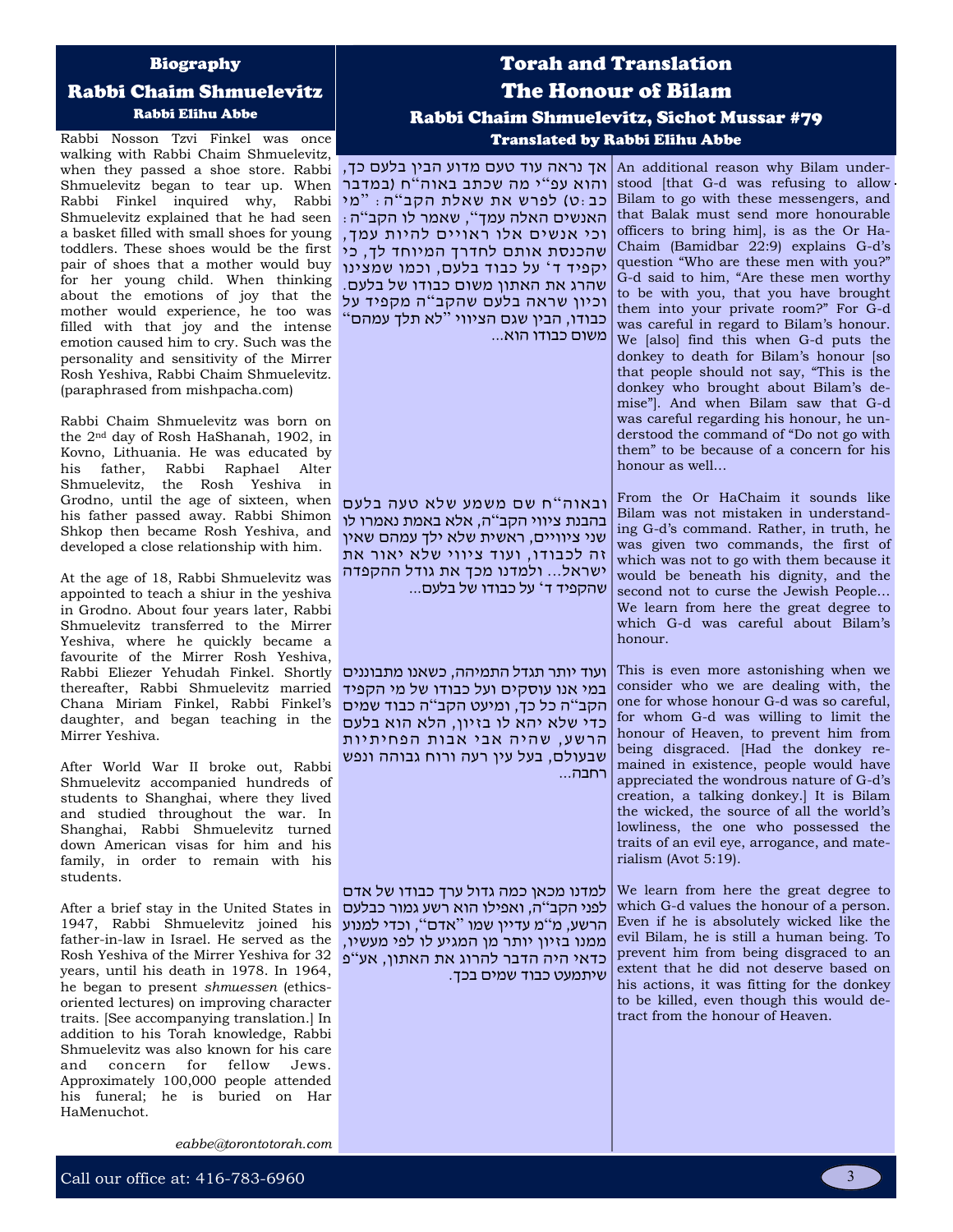## Biography

## Rabbi Chaim Shmuelevitz

### Rabbi Elihu Abbe

Rabbi Nosson Tzvi Finkel was once walking with Rabbi Chaim Shmuelevitz, when they passed a shoe store. Rabbi Shmuelevitz began to tear up. When Rabbi Finkel inquired why, Rabbi Shmuelevitz explained that he had seen a basket filled with small shoes for young toddlers. These shoes would be the first pair of shoes that a mother would buy for her young child. When thinking about the emotions of joy that the mother would experience, he too was filled with that joy and the intense emotion caused him to cry. Such was the personality and sensitivity of the Mirrer Rosh Yeshiva, Rabbi Chaim Shmuelevitz. (paraphrased from mishpacha.com)

Rabbi Chaim Shmuelevitz was born on the 2nd day of Rosh HaShanah, 1902, in Kovno, Lithuania. He was educated by his father, Rabbi Raphael Alter Shmuelevitz, the Rosh Yeshiva in Grodno, until the age of sixteen, when his father passed away. Rabbi Shimon Shkop then became Rosh Yeshiva, and developed a close relationship with him.

At the age of 18, Rabbi Shmuelevitz was appointed to teach a shiur in the yeshiva in Grodno. About four years later, Rabbi Shmuelevitz transferred to the Mirrer Yeshiva, where he quickly became a favourite of the Mirrer Rosh Yeshiva, Rabbi Eliezer Yehudah Finkel. Shortly thereafter, Rabbi Shmuelevitz married Chana Miriam Finkel, Rabbi Finkel's daughter, and began teaching in the Mirrer Yeshiva.

After World War II broke out, Rabbi Shmuelevitz accompanied hundreds of students to Shanghai, where they lived and studied throughout the war. In Shanghai, Rabbi Shmuelevitz turned down American visas for him and his family, in order to remain with his students.

After a brief stay in the United States in 1947, Rabbi Shmuelevitz joined his father-in-law in Israel. He served as the Rosh Yeshiva of the Mirrer Yeshiva for 32 years, until his death in 1978. In 1964, he began to present *shmuessen* (ethics-oriented lectures) on improving character traits. [See accompanying translation.] In addition to his Torah knowledge, Rabbi Shmuelevitz was also known for his care and concern for fellow Jews. Approximately 100,000 people attended his funeral; he is buried on Har HaMenuchot.

*eabbe@torontotorah.com*

## Torah and Translation

## The Honour of Bilam

### Rabbi Chaim Shmuelevitz, Sichot Mussar #79

### Translated by Rabbi Elihu Abbe

אך נראה עוד טעם מדוע הבין בלעם כך, והוא עפ"י מה שכתב באוה"ח (במדבר כב:ט) לפרש את שאלת הקב"ה: "מי האנשים האלה עמך", שאמר לו הקב"ה: וכי אנשים אלו ראויים להיות עמך, שהכנסת אותם לחדרך המיוחד לך, כי יקפיד ד' על כבוד בלעם, וכמו שמצינו שהרג את האתון משום כבודו של בלעם. וכיון שראה בלעם שהקב"ה מקפיד על כבודו, הבין שגם הציווי "לא תלך עמהם" משום כבודו הוא...

An additional reason why Bilam understood [that G-d was refusing to allow Bilam to go with these messengers, and that Balak must send more honourable officers to bring him], is as the Or HaChaim (Bamidbar 22:9) explains G-d's question "Who are these men with you?" G-d said to him, "Are these men worthy to be with you, that you have brought them into your private room?" For G-d was careful in regard to Bilam's honour. We [also] find this when G-d puts the donkey to death for Bilam's honour [so that people should not say, "This is the donkey who brought about Bilam's demise"]. And when Bilam saw that G-d was careful regarding his honour, he understood the command of "Do not go with them" to be because of a concern for his honour as well…

ובאוה"ח שם משמע שלא טעה בלעם בהבנת ציווי הקב"ה, אלא באמת נאמרו לו שני ציוויים, ראשית שלא ילך עמהם שאין זה לכבודו, ועוד ציווי שלא יאור את ישראל... ולמדנו מכך את גודל ההקפדה שהקפיד ד' על כבודו של בלעם...

From the Or HaChaim it sounds like Bilam was not mistaken in understanding G-d's command. Rather, in truth, he was given two commands, the first of which was not to go with them because it would be beneath his dignity, and the second not to curse the Jewish People… We learn from here the great degree to which G-d was careful about Bilam's honour.

ועוד יותר תגדל התמיהה, כשאנו מתבוננים במי אנו עוסקים ועל כבודו של מי הקפיד הקב"ה כל כך, ומיעט הקב"ה כבוד שמים כדי שלא יהא לו בזיון, הלא הוא בלעם הרשע, שהיה אבי אבות הפחיתיות שבעולם, בעל עין רעה ורוח גבוהה ונפש רחבה...

This is even more astonishing when we consider who we are dealing with, the one for whose honour G-d was so careful, for whom G-d was willing to limit the honour of Heaven, to prevent him from being disgraced. [Had the donkey remained in existence, people would have appreciated the wondrous nature of G-d's creation, a talking donkey.] It is Bilam the wicked, the source of all the world's lowliness, the one who possessed the traits of an evil eye, arrogance, and materialism (Avot 5:19).

למדנו מכאן כמה גדול ערך כבודו של אדם לפני הקב"ה, ואפילו הוא רשע גמור כבלעם הרשע, מ"מ עדיין שמו "אדם", וכדי למנוע ממנו בזיון יותר מן המגיע לו לפי מעשיו, כדאי היה הדבר להרוג את האתון, אע"פ שיתמעט כבוד שמים בכך.

We learn from here the great degree to which G-d values the honour of a person. Even if he is absolutely wicked like the evil Bilam, he is still a human being. To prevent him from being disgraced to an extent that he did not deserve based on his actions, it was fitting for the donkey to be killed, even though this would detract from the honour of Heaven.

Call our office at: 416-783-6960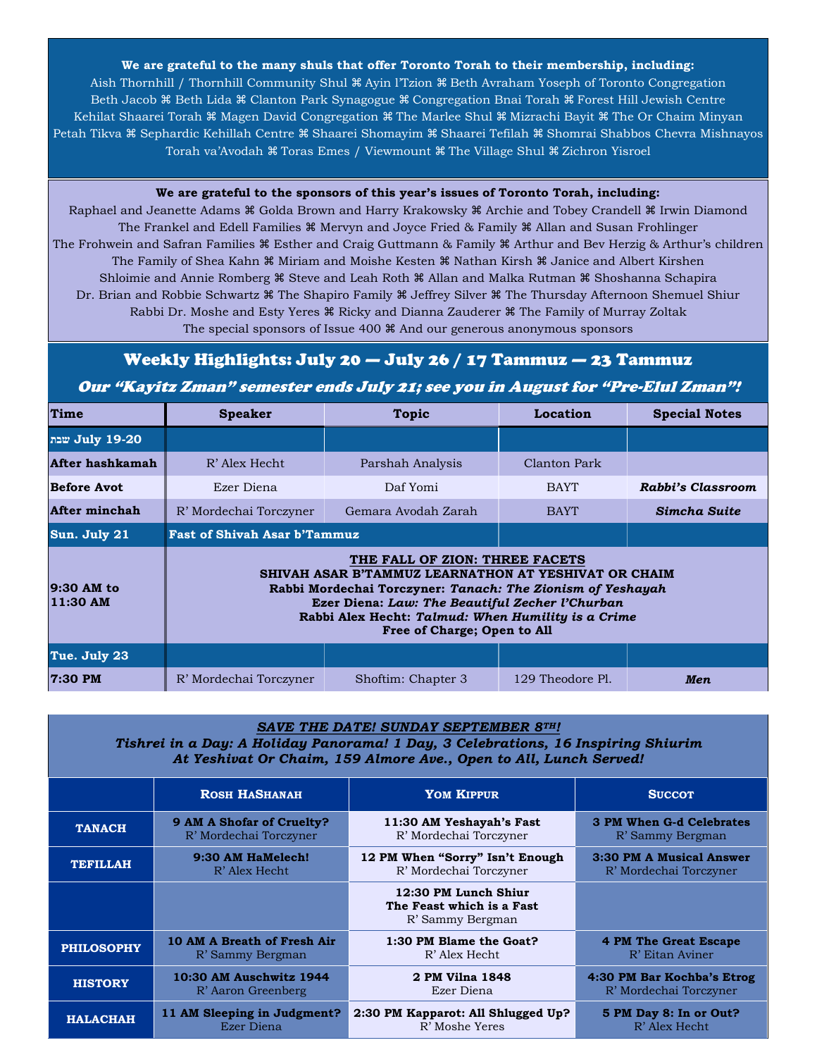**We are grateful to the many shuls that offer Toronto Torah to their membership, including:**

Aish Thornhill / Thornhill Community Shul ⌘ Ayin l'Tzion ⌘ Beth Avraham Yoseph of Toronto Congregation
Beth Jacob ⌘ Beth Lida ⌘ Clanton Park Synagogue ⌘ Congregation Bnai Torah ⌘ Forest Hill Jewish Centre
Kehilat Shaarei Torah ⌘ Magen David Congregation ⌘ The Marlee Shul ⌘ Mizrachi Bayit ⌘ The Or Chaim Minyan
Petah Tikva ⌘ Sephardic Kehillah Centre ⌘ Shaarei Shomayim ⌘ Shaarei Tefilah ⌘ Shomrai Shabbos Chevra Mishnayos
Torah va'Avodah ⌘ Toras Emes / Viewmount ⌘ The Village Shul ⌘ Zichron Yisroel

**We are grateful to the sponsors of this year's issues of Toronto Torah, including:**

Raphael and Jeanette Adams ⌘ Golda Brown and Harry Krakowsky ⌘ Archie and Tobey Crandell ⌘ Irwin Diamond
The Frankel and Edell Families ⌘ Mervyn and Joyce Fried & Family ⌘ Allan and Susan Frohlinger
The Frohwein and Safran Families ⌘ Esther and Craig Guttmann & Family ⌘ Arthur and Bev Herzig & Arthur's children
The Family of Shea Kahn ⌘ Miriam and Moishe Kesten ⌘ Nathan Kirsh ⌘ Janice and Albert Kirshen
Shloimie and Annie Romberg ⌘ Steve and Leah Roth ⌘ Allan and Malka Rutman ⌘ Shoshanna Schapira
Dr. Brian and Robbie Schwartz ⌘ The Shapiro Family ⌘ Jeffrey Silver ⌘ The Thursday Afternoon Shemuel Shiur
Rabbi Dr. Moshe and Esty Yeres ⌘ Ricky and Dianna Zauderer ⌘ The Family of Murray Zoltak
The special sponsors of Issue 400 ⌘ And our generous anonymous sponsors

## Weekly Highlights: July 20 — July 26 / 17 Tammuz — 23 Tammuz

***Our "Kayitz Zman" semester ends July 21; see you in August for "Pre-Elul Zman"!***

| Time | Speaker | Topic | Location | Special Notes |
|---|---|---|---|---|
| **שבת July 19-20** | | | | |
| **After hashkamah** | R' Alex Hecht | Parshah Analysis | Clanton Park | |
| **Before Avot** | Ezer Diena | Daf Yomi | BAYT | ***Rabbi's Classroom*** |
| **After minchah** | R' Mordechai Torczyner | Gemara Avodah Zarah | BAYT | ***Simcha Suite*** |
| **Sun. July 21** | **Fast of Shivah Asar b'Tammuz** | | | |
| **9:30 AM to 11:30 AM** | **THE FALL OF ZION: THREE FACETS**<br>**SHIVAH ASAR B'TAMMUZ LEARNATHON AT YESHIVAT OR CHAIM**<br>**Rabbi Mordechai Torczyner: *Tanach: The Zionism of Yeshayah***<br>**Ezer Diena: *Law: The Beautiful Zecher l'Churban***<br>**Rabbi Alex Hecht: *Talmud: When Humility is a Crime***<br>**Free of Charge; Open to All** | | | |
| **Tue. July 23** | | | | |
| **7:30 PM** | R' Mordechai Torczyner | Shoftim: Chapter 3 | 129 Theodore Pl. | ***Men*** |

***SAVE THE DATE! SUNDAY SEPTEMBER 8TH!***
***Tishrei in a Day: A Holiday Panorama! 1 Day, 3 Celebrations, 16 Inspiring Shiurim***
***At Yeshivat Or Chaim, 159 Almore Ave., Open to All, Lunch Served!***

| | Rosh HaShanah | Yom Kippur | Succot |
|---|---|---|---|
| **TANACH** | **9 AM A Shofar of Cruelty?**<br>R' Mordechai Torczyner | **11:30 AM Yeshayah's Fast**<br>R' Mordechai Torczyner | **3 PM When G-d Celebrates**<br>R' Sammy Bergman |
| **TEFILLAH** | **9:30 AM HaMelech!**<br>R' Alex Hecht | **12 PM When "Sorry" Isn't Enough**<br>R' Mordechai Torczyner | **3:30 PM A Musical Answer**<br>R' Mordechai Torczyner |
| | | **12:30 PM Lunch Shiur**<br>**The Feast which is a Fast**<br>R' Sammy Bergman | |
| **PHILOSOPHY** | **10 AM A Breath of Fresh Air**<br>R' Sammy Bergman | **1:30 PM Blame the Goat?**<br>R' Alex Hecht | **4 PM The Great Escape**<br>R' Eitan Aviner |
| **HISTORY** | **10:30 AM Auschwitz 1944**<br>R' Aaron Greenberg | **2 PM Vilna 1848**<br>Ezer Diena | **4:30 PM Bar Kochba's Etrog**<br>R' Mordechai Torczyner |
| **HALACHAH** | **11 AM Sleeping in Judgment?**<br>Ezer Diena | **2:30 PM Kapparot: All Shlugged Up?**<br>R' Moshe Yeres | **5 PM Day 8: In or Out?**<br>R' Alex Hecht |